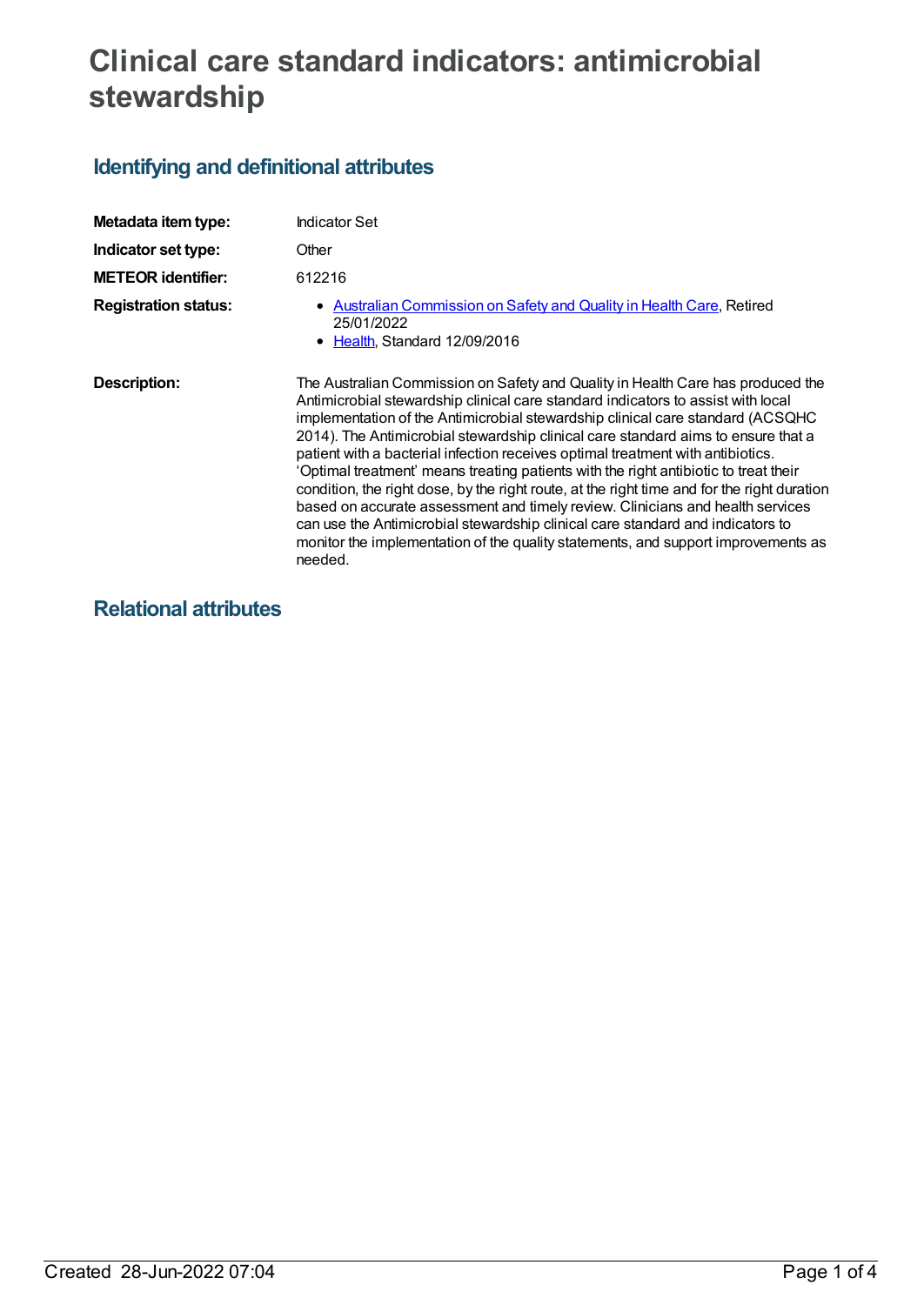# Clinical care standard indicators: antimicrobial stewardship

## Identifying and definitional attributes

| | |
|---|---|
| **Metadata item type:** | Indicator Set |
| **Indicator set type:** | Other |
| **METEOR identifier:** | 612216 |
| **Registration status:** | • Australian Commission on Safety and Quality in Health Care, Retired 25/01/2022<br>• Health, Standard 12/09/2016 |
| **Description:** | The Australian Commission on Safety and Quality in Health Care has produced the Antimicrobial stewardship clinical care standard indicators to assist with local implementation of the Antimicrobial stewardship clinical care standard (ACSQHC 2014). The Antimicrobial stewardship clinical care standard aims to ensure that a patient with a bacterial infection receives optimal treatment with antibiotics. 'Optimal treatment' means treating patients with the right antibiotic to treat their condition, the right dose, by the right route, at the right time and for the right duration based on accurate assessment and timely review. Clinicians and health services can use the Antimicrobial stewardship clinical care standard and indicators to monitor the implementation of the quality statements, and support improvements as needed. |

## Relational attributes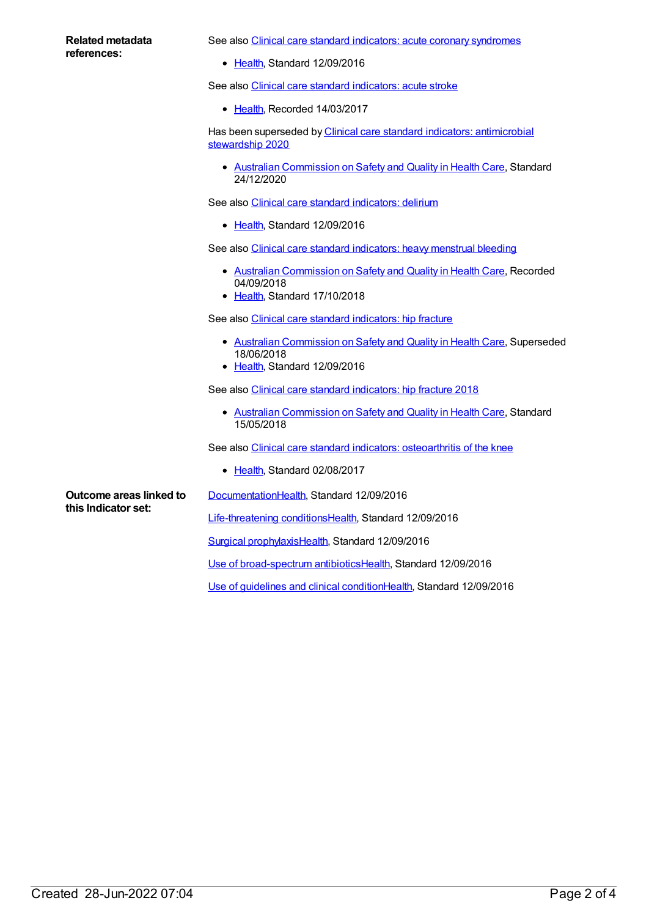**Related metadata references:**

See also Clinical care standard indicators: acute coronary syndromes

- Health, Standard 12/09/2016

See also Clinical care standard indicators: acute stroke

- Health, Recorded 14/03/2017

Has been superseded by Clinical care standard indicators: antimicrobial stewardship 2020

- Australian Commission on Safety and Quality in Health Care, Standard 24/12/2020

See also Clinical care standard indicators: delirium

- Health, Standard 12/09/2016

See also Clinical care standard indicators: heavy menstrual bleeding

- Australian Commission on Safety and Quality in Health Care, Recorded 04/09/2018
- Health, Standard 17/10/2018

See also Clinical care standard indicators: hip fracture

- Australian Commission on Safety and Quality in Health Care, Superseded 18/06/2018
- Health, Standard 12/09/2016

See also Clinical care standard indicators: hip fracture 2018

- Australian Commission on Safety and Quality in Health Care, Standard 15/05/2018

See also Clinical care standard indicators: osteoarthritis of the knee

- Health, Standard 02/08/2017

**Outcome areas linked to this Indicator set:**

DocumentationHealth, Standard 12/09/2016

Life-threatening conditionsHealth, Standard 12/09/2016

Surgical prophylaxisHealth, Standard 12/09/2016

Use of broad-spectrum antibioticsHealth, Standard 12/09/2016

Use of guidelines and clinical conditionHealth, Standard 12/09/2016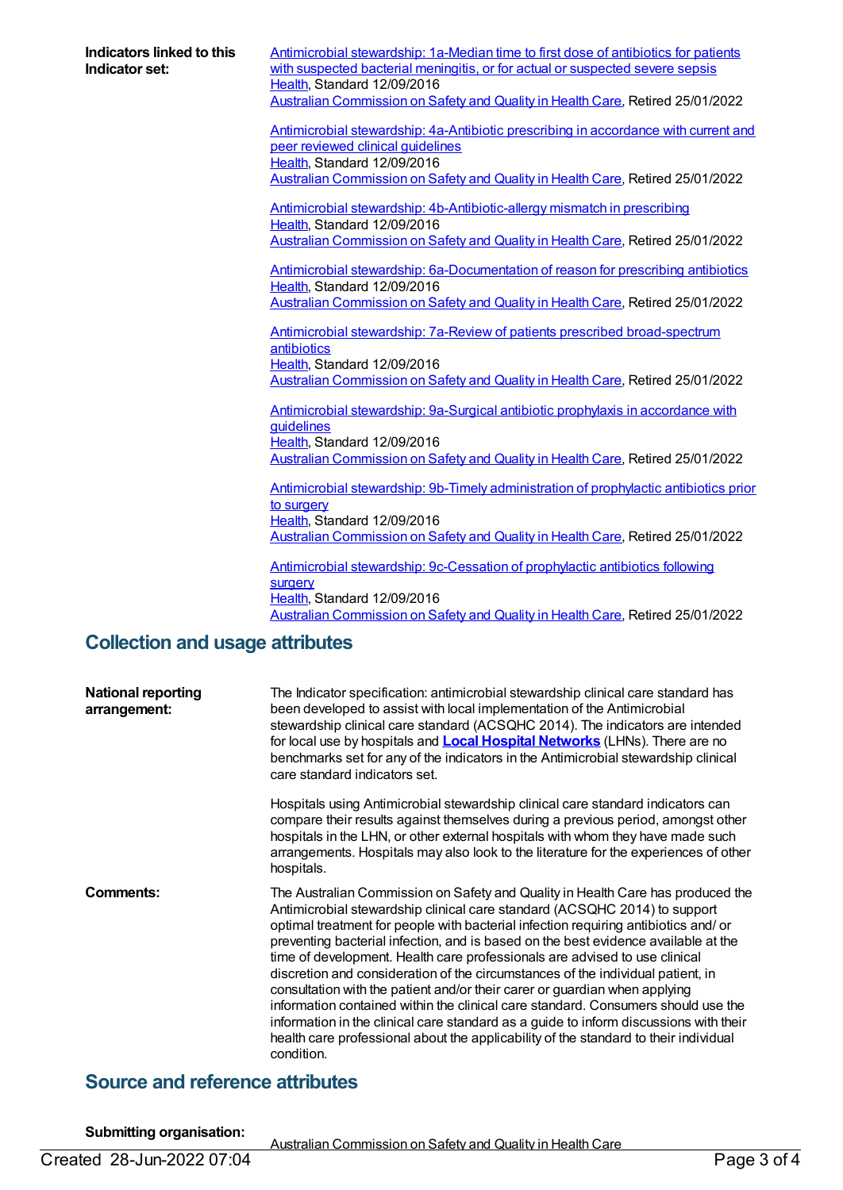**Indicators linked to this Indicator set:**

Antimicrobial stewardship: 1a-Median time to first dose of antibiotics for patients with suspected bacterial meningitis, or for actual or suspected severe sepsis
Health, Standard 12/09/2016
Australian Commission on Safety and Quality in Health Care, Retired 25/01/2022

Antimicrobial stewardship: 4a-Antibiotic prescribing in accordance with current and peer reviewed clinical guidelines
Health, Standard 12/09/2016
Australian Commission on Safety and Quality in Health Care, Retired 25/01/2022

Antimicrobial stewardship: 4b-Antibiotic-allergy mismatch in prescribing
Health, Standard 12/09/2016
Australian Commission on Safety and Quality in Health Care, Retired 25/01/2022

Antimicrobial stewardship: 6a-Documentation of reason for prescribing antibiotics
Health, Standard 12/09/2016
Australian Commission on Safety and Quality in Health Care, Retired 25/01/2022

Antimicrobial stewardship: 7a-Review of patients prescribed broad-spectrum antibiotics
Health, Standard 12/09/2016
Australian Commission on Safety and Quality in Health Care, Retired 25/01/2022

Antimicrobial stewardship: 9a-Surgical antibiotic prophylaxis in accordance with guidelines
Health, Standard 12/09/2016
Australian Commission on Safety and Quality in Health Care, Retired 25/01/2022

Antimicrobial stewardship: 9b-Timely administration of prophylactic antibiotics prior to surgery
Health, Standard 12/09/2016
Australian Commission on Safety and Quality in Health Care, Retired 25/01/2022

Antimicrobial stewardship: 9c-Cessation of prophylactic antibiotics following surgery
Health, Standard 12/09/2016
Australian Commission on Safety and Quality in Health Care, Retired 25/01/2022

## Collection and usage attributes

**National reporting arrangement:**

The Indicator specification: antimicrobial stewardship clinical care standard has been developed to assist with local implementation of the Antimicrobial stewardship clinical care standard (ACSQHC 2014). The indicators are intended for local use by hospitals and **Local Hospital Networks** (LHNs). There are no benchmarks set for any of the indicators in the Antimicrobial stewardship clinical care standard indicators set.

Hospitals using Antimicrobial stewardship clinical care standard indicators can compare their results against themselves during a previous period, amongst other hospitals in the LHN, or other external hospitals with whom they have made such arrangements. Hospitals may also look to the literature for the experiences of other hospitals.

**Comments:**

The Australian Commission on Safety and Quality in Health Care has produced the Antimicrobial stewardship clinical care standard (ACSQHC 2014) to support optimal treatment for people with bacterial infection requiring antibiotics and/ or preventing bacterial infection, and is based on the best evidence available at the time of development. Health care professionals are advised to use clinical discretion and consideration of the circumstances of the individual patient, in consultation with the patient and/or their carer or guardian when applying information contained within the clinical care standard. Consumers should use the information in the clinical care standard as a guide to inform discussions with their health care professional about the applicability of the standard to their individual condition.

## Source and reference attributes

**Submitting organisation:**

Australian Commission on Safety and Quality in Health Care